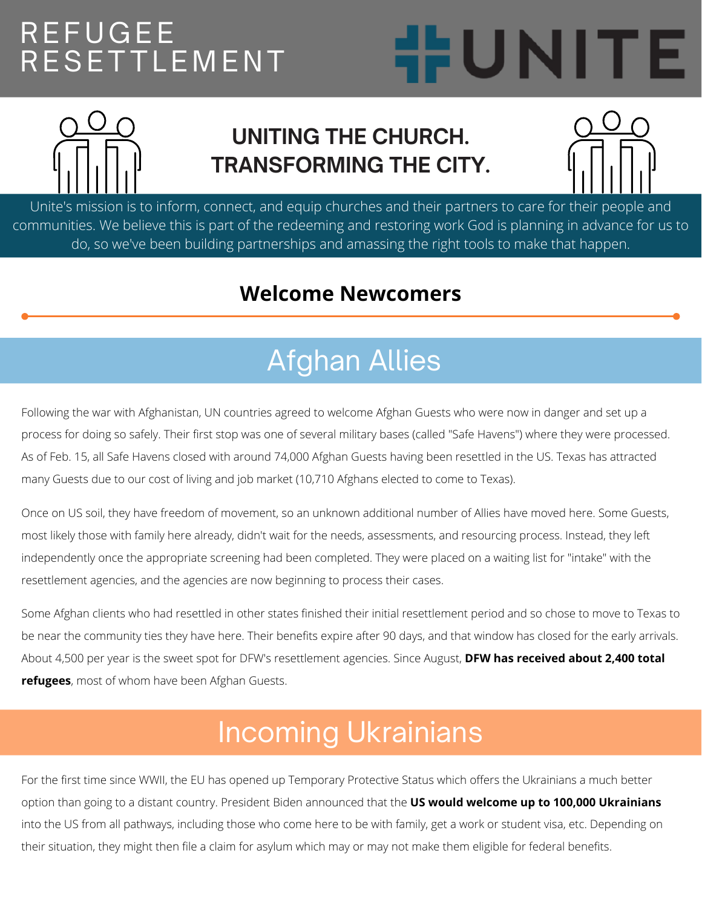# REFUGEE RESETTLEMENT

UNITE

## UNITING THE CHURCH. TRANSFORMING THE CITY.

Unite's mission is to inform, connect, and equip churches and their partners to care for their people and communities. We believe this is part of the redeeming and restoring work God is planning in advance for us to do, so we've been building partnerships and amassing the right tools to make that happen.

## Welcome Newcomers

## Afghan Allies

Following the war with Afghanistan, UN countries agreed to welcome Afghan Guests who were now in danger and set up a process for doing so safely. Their first stop was one of several military bases (called "Safe Havens") where they were processed. As of Feb. 15, all Safe Havens closed with around 74,000 Afghan Guests having been resettled in the US. Texas has attracted many Guests due to our cost of living and job market (10,710 Afghans elected to come to Texas).

Once on US soil, they have freedom of movement, so an unknown additional number of Allies have moved here. Some Guests, most likely those with family here already, didn't wait for the needs, assessments, and resourcing process. Instead, they left independently once the appropriate screening had been completed. They were placed on a waiting list for "intake" with the resettlement agencies, and the agencies are now beginning to process their cases.

Some Afghan clients who had resettled in other states finished their initial resettlement period and so chose to move to Texas to be near the community ties they have here. Their benefits expire after 90 days, and that window has closed for the early arrivals. About 4,500 per year is the sweet spot for DFW's resettlement agencies. Since August, **DFW has received about 2,400 total refugees**, most of whom have been Afghan Guests.

## Incoming Ukrainians

For the first time since WWII, the EU has opened up Temporary Protective Status which offers the Ukrainians a much better option than going to a distant country. President Biden announced that the **US would welcome up to 100,000 Ukrainians** into the US from all pathways, including those who come here to be with family, get a work or student visa, etc. Depending on their situation, they might then file a claim for asylum which may or may not make them eligible for federal benefits.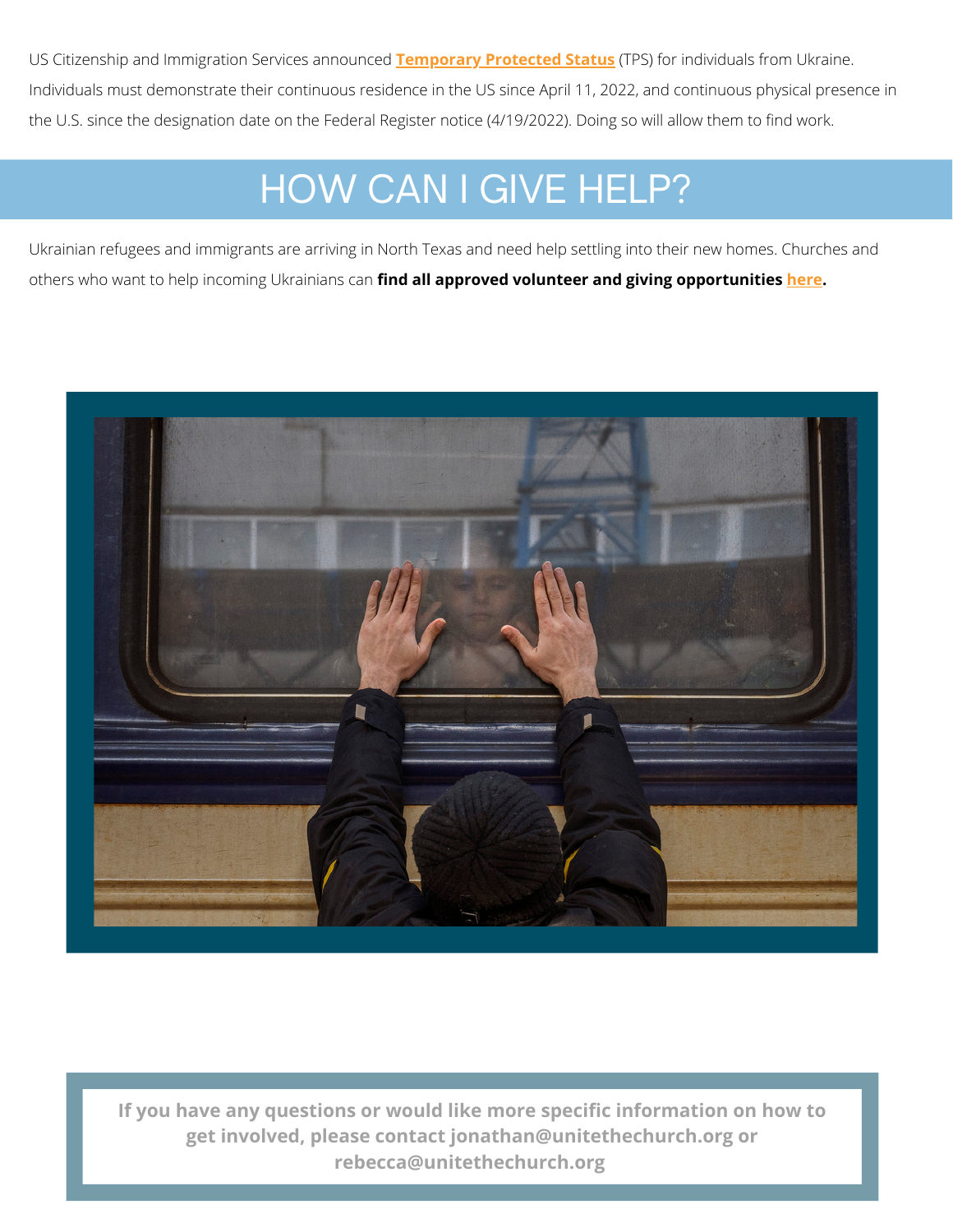US Citizenship and Immigration Services announced **Temporary Protected Status** (TPS) for individuals from Ukraine. Individuals must demonstrate their continuous residence in the US since April 11, 2022, and continuous physical presence in the U.S. since the designation date on the Federal Register notice (4/19/2022). Doing so will allow them to find work.

# HOW CAN I GIVE HELP?

Ukrainian refugees and immigrants are arriving in North Texas and need help settling into their new homes. Churches and others who want to help incoming Ukrainians can **find all approved volunteer and giving opportunities here.**

**If you have any questions or would like more specific information on how to get involved, please contact jonathan@unitethechurch.org or rebecca@unitethechurch.org**